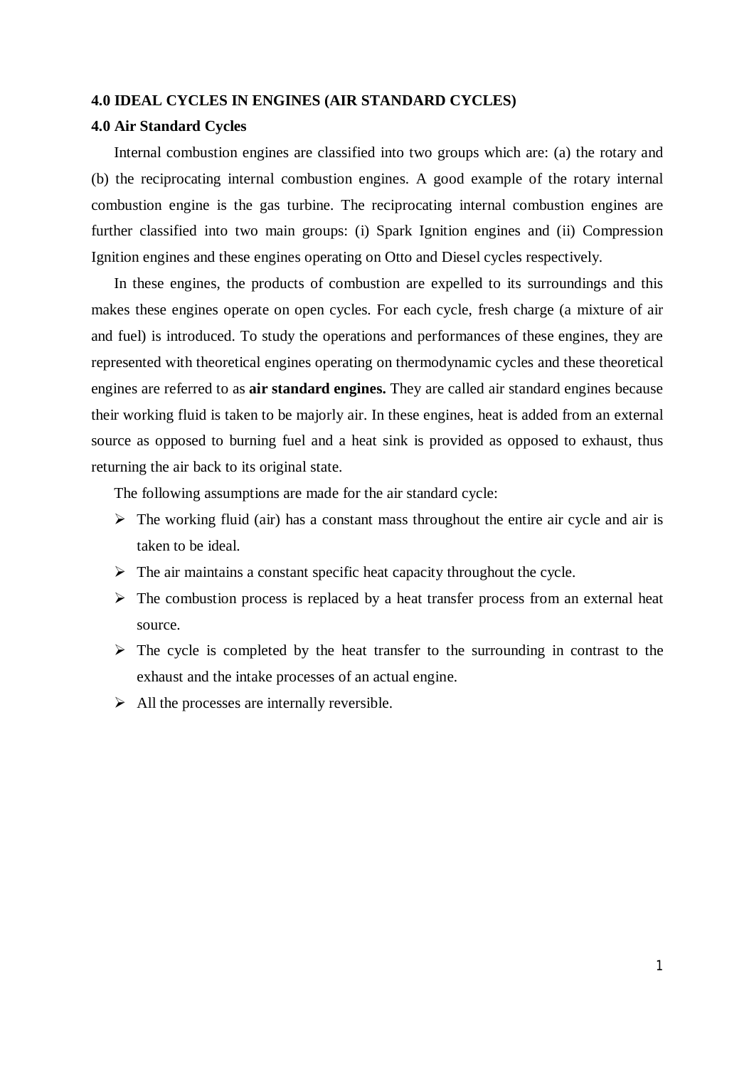## 4.0 IDEAL CYCLES IN ENGINES (AIR STANDARD CYCLES)

### 4.0 Air Standard Cycles

Internal combustion engines are classified into two groups which are: (a) the rotary and (b) the reciprocating internal combustion engines. A good example of the rotary internal combustion engine is the gas turbine. The reciprocating internal combustion engines are further classified into two main groups: (i) Spark Ignition engines and (ii) Compression Ignition engines and these engines operating on Otto and Diesel cycles respectively.

In these engines, the products of combustion are expelled to its surroundings and this makes these engines operate on open cycles. For each cycle, fresh charge (a mixture of air and fuel) is introduced. To study the operations and performances of these engines, they are represented with theoretical engines operating on thermodynamic cycles and these theoretical engines are referred to as **air standard engines.** They are called air standard engines because their working fluid is taken to be majorly air. In these engines, heat is added from an external source as opposed to burning fuel and a heat sink is provided as opposed to exhaust, thus returning the air back to its original state.

The following assumptions are made for the air standard cycle:

- The working fluid (air) has a constant mass throughout the entire air cycle and air is taken to be ideal.
- The air maintains a constant specific heat capacity throughout the cycle.
- The combustion process is replaced by a heat transfer process from an external heat source.
- The cycle is completed by the heat transfer to the surrounding in contrast to the exhaust and the intake processes of an actual engine.
- All the processes are internally reversible.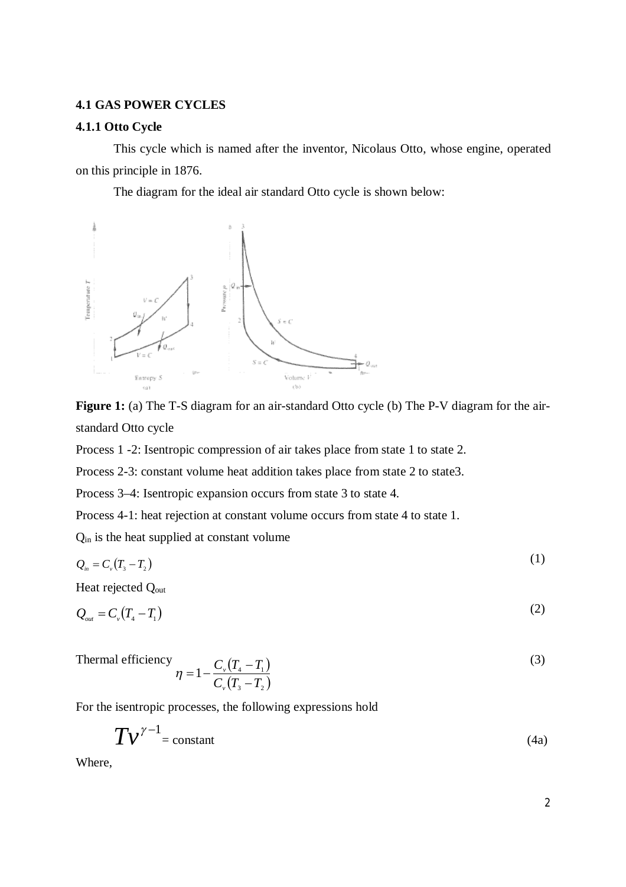### 4.1 GAS POWER CYCLES

#### 4.1.1 Otto Cycle

This cycle which is named after the inventor, Nicolaus Otto, whose engine, operated on this principle in 1876.

The diagram for the ideal air standard Otto cycle is shown below:

**Figure 1:** (a) The T-S diagram for an air-standard Otto cycle (b) The P-V diagram for the air-standard Otto cycle

Process 1 -2: Isentropic compression of air takes place from state 1 to state 2.

Process 2-3: constant volume heat addition takes place from state 2 to state3.

Process 3–4: Isentropic expansion occurs from state 3 to state 4.

Process 4-1: heat rejection at constant volume occurs from state 4 to state 1.

$Q_{in}$ is the heat supplied at constant volume

$$Q_{in} = C_v(T_3 - T_2) \tag{1}$$

Heat rejected $Q_{out}$

$$Q_{out} = C_v(T_4 - T_1) \tag{2}$$

Thermal efficiency

$$\eta = 1 - \frac{C_v(T_4 - T_1)}{C_v(T_3 - T_2)} \tag{3}$$

For the isentropic processes, the following expressions hold

$$Tv^{\gamma-1} = \text{constant} \tag{4a}$$

Where,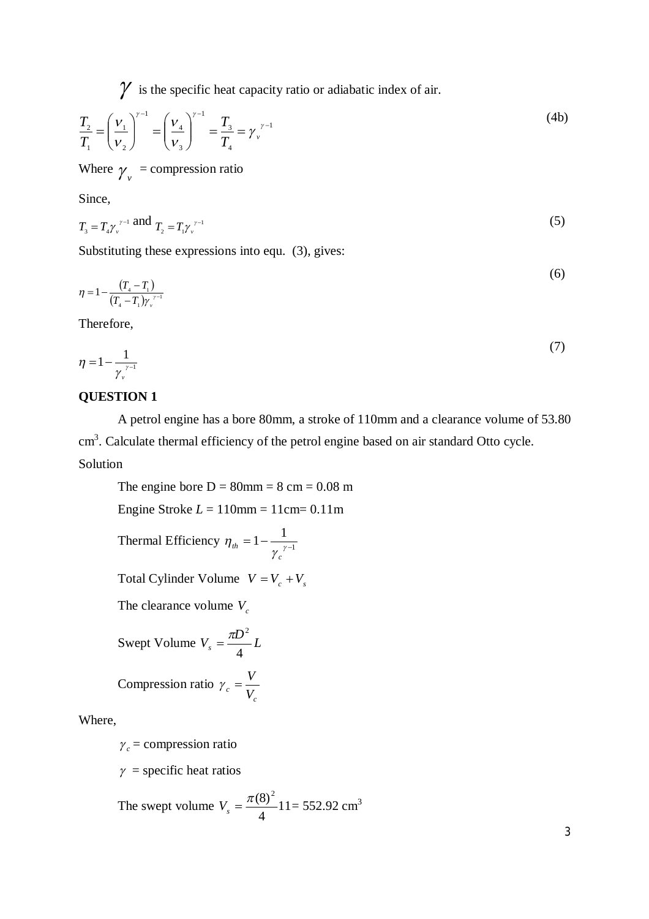$\gamma$ is the specific heat capacity ratio or adiabatic index of air.

$$\frac{T_2}{T_1} = \left(\frac{v_1}{v_2}\right)^{\gamma-1} = \left(\frac{v_4}{v_3}\right)^{\gamma-1} = \frac{T_3}{T_4} = \gamma_v^{\ \gamma-1} \tag{4b}$$

Where $\gamma_v$ = compression ratio

Since,

$$T_3 = T_4 \gamma_v^{\ \gamma-1} \text{ and } T_2 = T_1 \gamma_v^{\ \gamma-1} \tag{5}$$

Substituting these expressions into equ. (3), gives:

$$\eta = 1 - \frac{(T_4 - T_1)}{(T_4 - T_1)\gamma_v^{\ \gamma-1}} \tag{6}$$

Therefore,

$$\eta = 1 - \frac{1}{\gamma_v^{\ \gamma-1}} \tag{7}$$

**QUESTION 1**

A petrol engine has a bore 80mm, a stroke of 110mm and a clearance volume of 53.80 $cm^3$. Calculate thermal efficiency of the petrol engine based on air standard Otto cycle.

Solution

The engine bore D = 80mm = 8 cm = 0.08 m

Engine Stroke $L$ = 110mm = 11cm= 0.11m

Thermal Efficiency $\eta_{th} = 1 - \frac{1}{\gamma_c^{\ \gamma-1}}$

Total Cylinder Volume $V = V_c + V_s$

The clearance volume $V_c$

Swept Volume $V_s = \frac{\pi D^2}{4} L$

Compression ratio $\gamma_c = \frac{V}{V_c}$

Where,

$\gamma_c$ = compression ratio

$\gamma$ = specific heat ratios

The swept volume $V_s = \frac{\pi (8)^2}{4} 11 = 552.92$ $cm^3$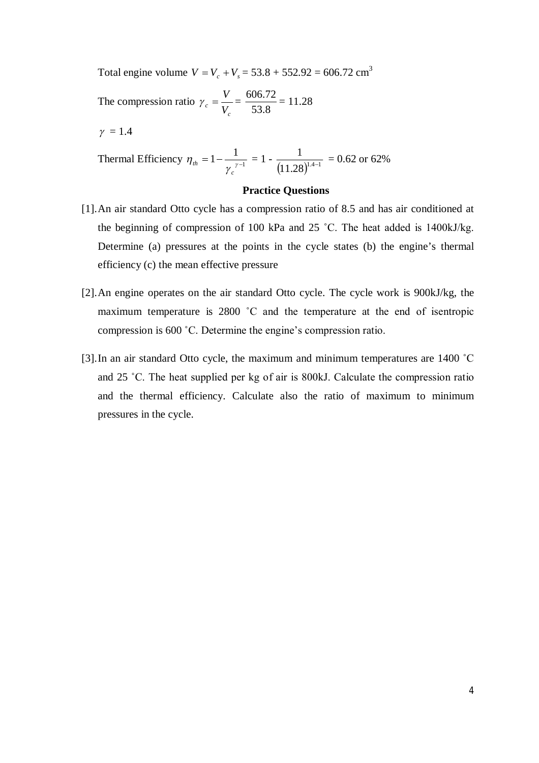Total engine volume $V = V_c + V_s$ = 53.8 + 552.92 = 606.72 cm$^3$

The compression ratio $\gamma_c = \dfrac{V}{V_c} = \dfrac{606.72}{53.8} = 11.28$

$\gamma$ = 1.4

Thermal Efficiency $\eta_{th} = 1 - \dfrac{1}{\gamma_c^{\gamma-1}}$ = 1 - $\dfrac{1}{(11.28)^{1.4-1}}$ = 0.62 or 62%

**Practice Questions**

[1]. An air standard Otto cycle has a compression ratio of 8.5 and has air conditioned at the beginning of compression of 100 kPa and 25 ˚C. The heat added is 1400kJ/kg. Determine (a) pressures at the points in the cycle states (b) the engine's thermal efficiency (c) the mean effective pressure

[2]. An engine operates on the air standard Otto cycle. The cycle work is 900kJ/kg, the maximum temperature is 2800 ˚C and the temperature at the end of isentropic compression is 600 ˚C. Determine the engine's compression ratio.

[3]. In an air standard Otto cycle, the maximum and minimum temperatures are 1400 ˚C and 25 ˚C. The heat supplied per kg of air is 800kJ. Calculate the compression ratio and the thermal efficiency. Calculate also the ratio of maximum to minimum pressures in the cycle.